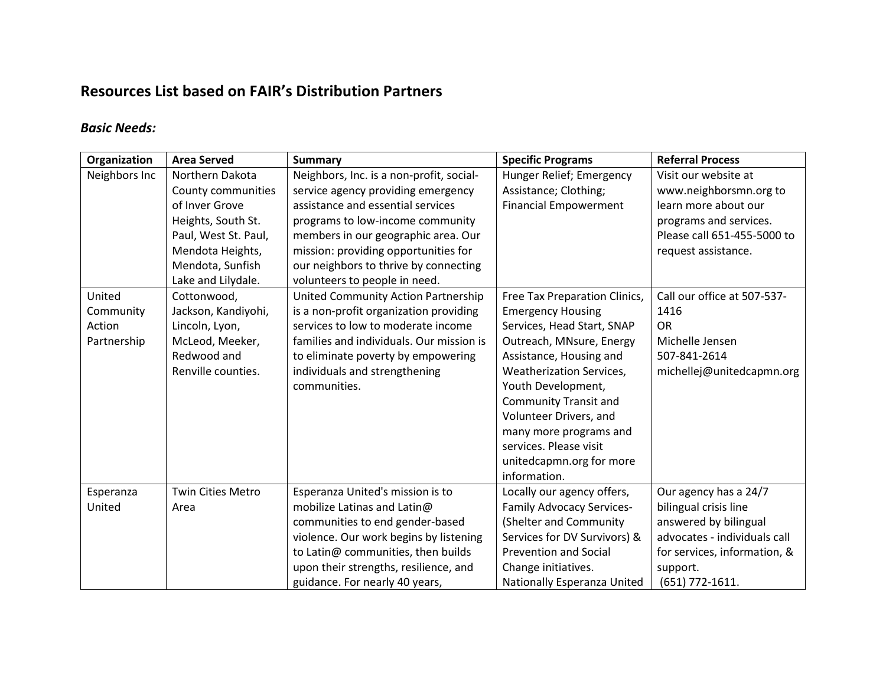## Resources List based on FAIR's Distribution Partners

### *Basic Needs:*

| Organization | Area Served | Summary | Specific Programs | Referral Process |
|---|---|---|---|---|
| Neighbors Inc | Northern Dakota County communities of Inver Grove Heights, South St. Paul, West St. Paul, Mendota Heights, Mendota, Sunfish Lake and Lilydale. | Neighbors, Inc. is a non-profit, social-service agency providing emergency assistance and essential services programs to low-income community members in our geographic area. Our mission: providing opportunities for our neighbors to thrive by connecting volunteers to people in need. | Hunger Relief; Emergency Assistance; Clothing; Financial Empowerment | Visit our website at www.neighborsmn.org to learn more about our programs and services. Please call 651-455-5000 to request assistance. |
| United Community Action Partnership | Cottonwood, Jackson, Kandiyohi, Lincoln, Lyon, McLeod, Meeker, Redwood and Renville counties. | United Community Action Partnership is a non-profit organization providing services to low to moderate income families and individuals. Our mission is to eliminate poverty by empowering individuals and strengthening communities. | Free Tax Preparation Clinics, Emergency Housing Services, Head Start, SNAP Outreach, MNsure, Energy Assistance, Housing and Weatherization Services, Youth Development, Community Transit and Volunteer Drivers, and many more programs and services. Please visit unitedcapmn.org for more information. | Call our office at 507-537-1416<br>OR<br>Michelle Jensen<br>507-841-2614<br>michellej@unitedcapmn.org |
| Esperanza United | Twin Cities Metro Area | Esperanza United's mission is to mobilize Latinas and Latin@ communities to end gender-based violence. Our work begins by listening to Latin@ communities, then builds upon their strengths, resilience, and guidance. For nearly 40 years, | Locally our agency offers, Family Advocacy Services-(Shelter and Community Services for DV Survivors) & Prevention and Social Change initiatives. Nationally Esperanza United | Our agency has a 24/7 bilingual crisis line answered by bilingual advocates - individuals call for services, information, & support.<br>(651) 772-1611. |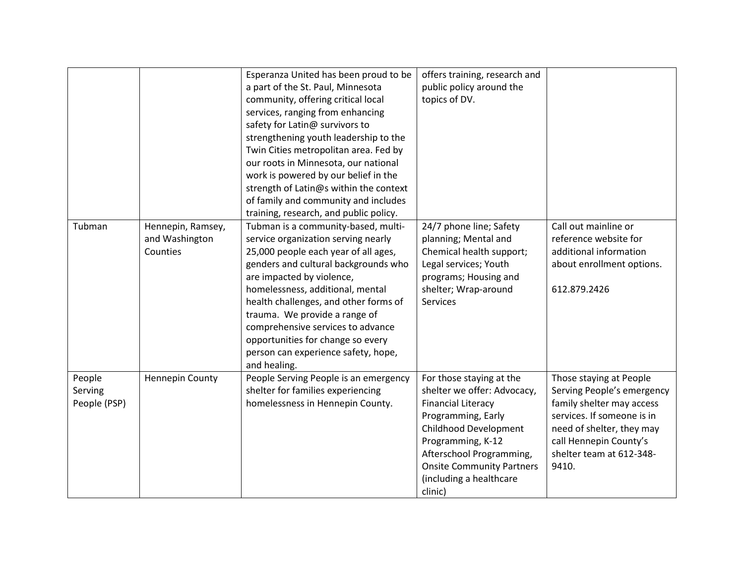| | | | | |
|---|---|---|---|---|
| | | Esperanza United has been proud to be a part of the St. Paul, Minnesota community, offering critical local services, ranging from enhancing safety for Latin@ survivors to strengthening youth leadership to the Twin Cities metropolitan area. Fed by our roots in Minnesota, our national work is powered by our belief in the strength of Latin@s within the context of family and community and includes training, research, and public policy. | offers training, research and public policy around the topics of DV. | |
| Tubman | Hennepin, Ramsey, and Washington Counties | Tubman is a community-based, multi-service organization serving nearly 25,000 people each year of all ages, genders and cultural backgrounds who are impacted by violence, homelessness, additional, mental health challenges, and other forms of trauma. We provide a range of comprehensive services to advance opportunities for change so every person can experience safety, hope, and healing. | 24/7 phone line; Safety planning; Mental and Chemical health support; Legal services; Youth programs; Housing and shelter; Wrap-around Services | Call out mainline or reference website for additional information about enrollment options.<br><br>612.879.2426 |
| People Serving People (PSP) | Hennepin County | People Serving People is an emergency shelter for families experiencing homelessness in Hennepin County. | For those staying at the shelter we offer: Advocacy, Financial Literacy Programming, Early Childhood Development Programming, K-12 Afterschool Programming, Onsite Community Partners (including a healthcare clinic) | Those staying at People Serving People's emergency family shelter may access services. If someone is in need of shelter, they may call Hennepin County's shelter team at 612-348-9410. |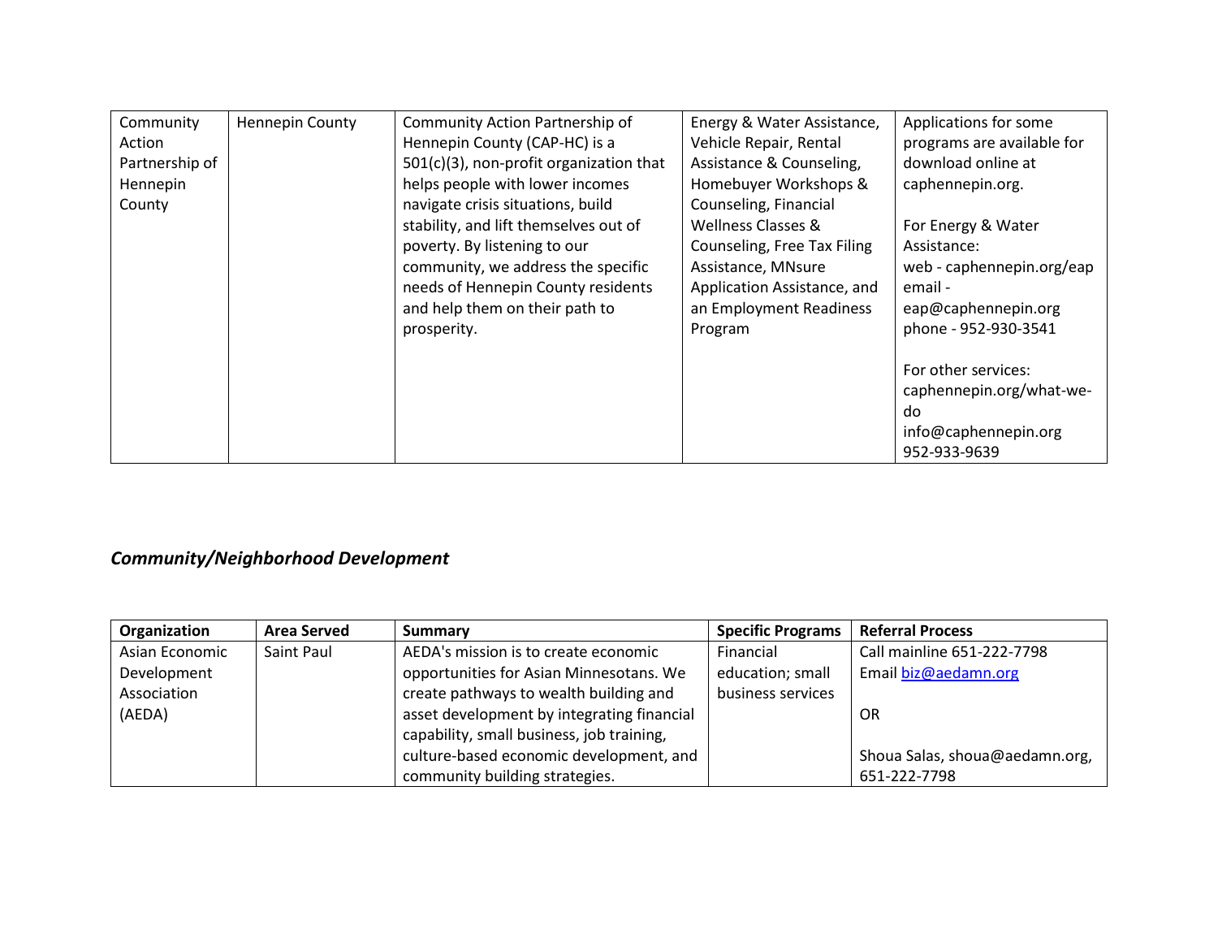| Community Action Partnership of Hennepin County | Hennepin County | Community Action Partnership of Hennepin County (CAP-HC) is a 501(c)(3), non-profit organization that helps people with lower incomes navigate crisis situations, build stability, and lift themselves out of poverty. By listening to our community, we address the specific needs of Hennepin County residents and help them on their path to prosperity. | Energy & Water Assistance, Vehicle Repair, Rental Assistance & Counseling, Homebuyer Workshops & Counseling, Financial Wellness Classes & Counseling, Free Tax Filing Assistance, MNsure Application Assistance, and an Employment Readiness Program | Applications for some programs are available for download online at caphennepin.org.<br><br>For Energy & Water Assistance:<br>web - caphennepin.org/eap<br>email - eap@caphennepin.org<br>phone - 952-930-3541<br><br>For other services:<br>caphennepin.org/what-we-do<br>info@caphennepin.org<br>952-933-9639 |
|---|---|---|---|---|

## *Community/Neighborhood Development*

| Organization | Area Served | Summary | Specific Programs | Referral Process |
|---|---|---|---|---|
| Asian Economic Development Association (AEDA) | Saint Paul | AEDA's mission is to create economic opportunities for Asian Minnesotans. We create pathways to wealth building and asset development by integrating financial capability, small business, job training, culture-based economic development, and community building strategies. | Financial education; small business services | Call mainline 651-222-7798<br>Email biz@aedamn.org<br><br>OR<br><br>Shoua Salas, shoua@aedamn.org, 651-222-7798 |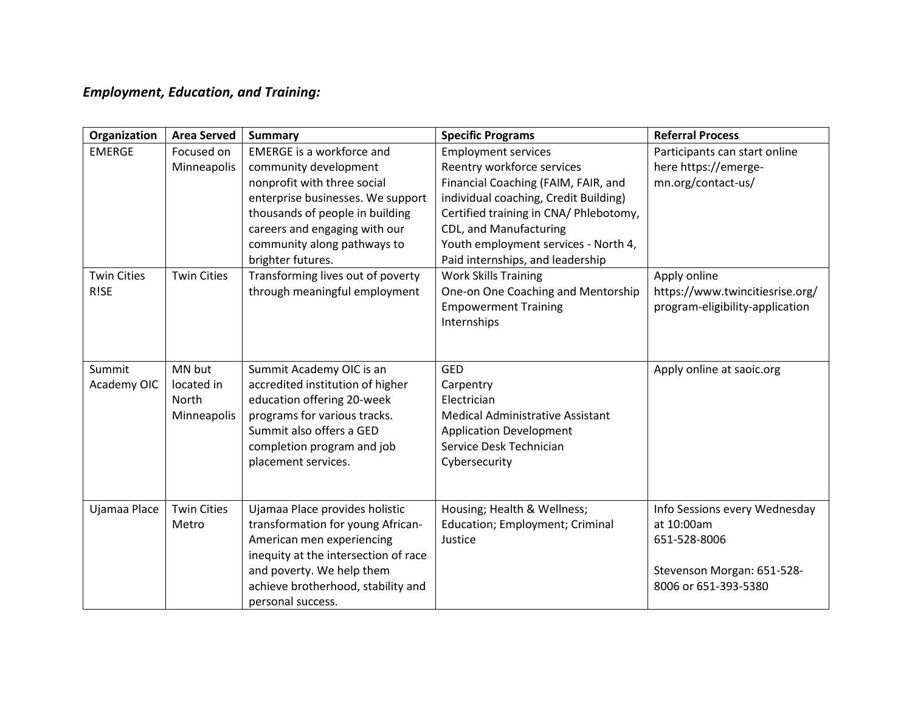***Employment, Education, and Training:***

| Organization | Area Served | Summary | Specific Programs | Referral Process |
|---|---|---|---|---|
| EMERGE | Focused on Minneapolis | EMERGE is a workforce and community development nonprofit with three social enterprise businesses. We support thousands of people in building careers and engaging with our community along pathways to brighter futures. | Employment services<br>Reentry workforce services<br>Financial Coaching (FAIM, FAIR, and individual coaching, Credit Building)<br>Certified training in CNA/ Phlebotomy, CDL, and Manufacturing<br>Youth employment services - North 4, Paid internships, and leadership | Participants can start online here https://emerge-mn.org/contact-us/ |
| Twin Cities R!SE | Twin Cities | Transforming lives out of poverty through meaningful employment | Work Skills Training<br>One-on One Coaching and Mentorship<br>Empowerment Training<br>Internships | Apply online https://www.twincitiesrise.org/program-eligibility-application |
| Summit Academy OIC | MN but located in North Minneapolis | Summit Academy OIC is an accredited institution of higher education offering 20-week programs for various tracks. Summit also offers a GED completion program and job placement services. | GED<br>Carpentry<br>Electrician<br>Medical Administrative Assistant<br>Application Development<br>Service Desk Technician<br>Cybersecurity | Apply online at saoic.org |
| Ujamaa Place | Twin Cities Metro | Ujamaa Place provides holistic transformation for young African-American men experiencing inequity at the intersection of race and poverty. We help them achieve brotherhood, stability and personal success. | Housing; Health & Wellness; Education; Employment; Criminal Justice | Info Sessions every Wednesday at 10:00am<br>651-528-8006<br><br>Stevenson Morgan: 651-528-8006 or 651-393-5380 |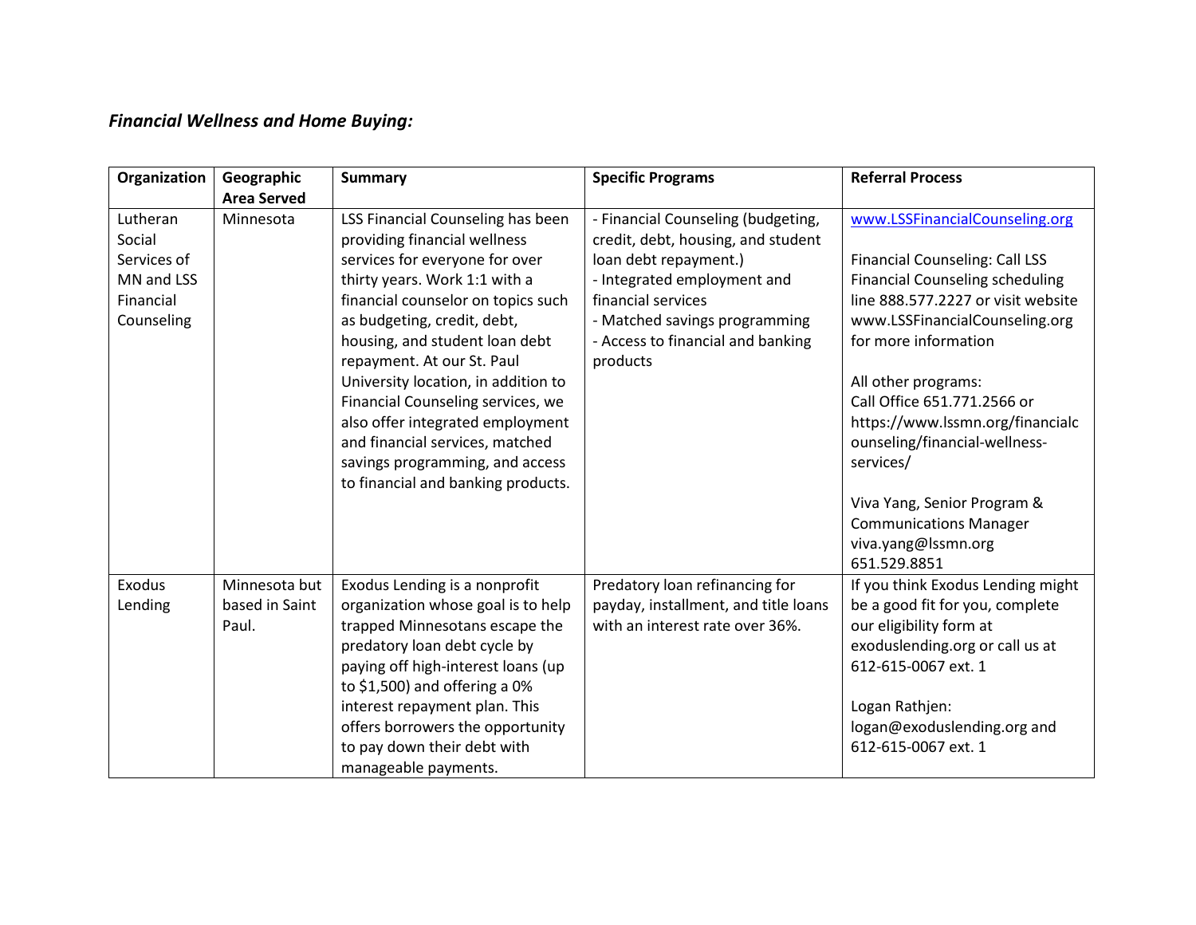***Financial Wellness and Home Buying:***

| Organization | Geographic Area Served | Summary | Specific Programs | Referral Process |
|---|---|---|---|---|
| Lutheran Social Services of MN and LSS Financial Counseling | Minnesota | LSS Financial Counseling has been providing financial wellness services for everyone for over thirty years. Work 1:1 with a financial counselor on topics such as budgeting, credit, debt, housing, and student loan debt repayment. At our St. Paul University location, in addition to Financial Counseling services, we also offer integrated employment and financial services, matched savings programming, and access to financial and banking products. | - Financial Counseling (budgeting, credit, debt, housing, and student loan debt repayment.)<br>- Integrated employment and financial services<br>- Matched savings programming<br>- Access to financial and banking products | [www.LSSFinancialCounseling.org](http://www.LSSFinancialCounseling.org)<br><br>Financial Counseling: Call LSS Financial Counseling scheduling line 888.577.2227 or visit website www.LSSFinancialCounseling.org for more information<br><br>All other programs:<br>Call Office 651.771.2566 or https://www.lssmn.org/financialcounseling/financial-wellness-services/<br><br>Viva Yang, Senior Program & Communications Manager<br>viva.yang@lssmn.org<br>651.529.8851 |
| Exodus Lending | Minnesota but based in Saint Paul. | Exodus Lending is a nonprofit organization whose goal is to help trapped Minnesotans escape the predatory loan debt cycle by paying off high-interest loans (up to $1,500) and offering a 0% interest repayment plan. This offers borrowers the opportunity to pay down their debt with manageable payments. | Predatory loan refinancing for payday, installment, and title loans with an interest rate over 36%. | If you think Exodus Lending might be a good fit for you, complete our eligibility form at exoduslending.org or call us at 612-615-0067 ext. 1<br><br>Logan Rathjen:<br>logan@exoduslending.org and 612-615-0067 ext. 1 |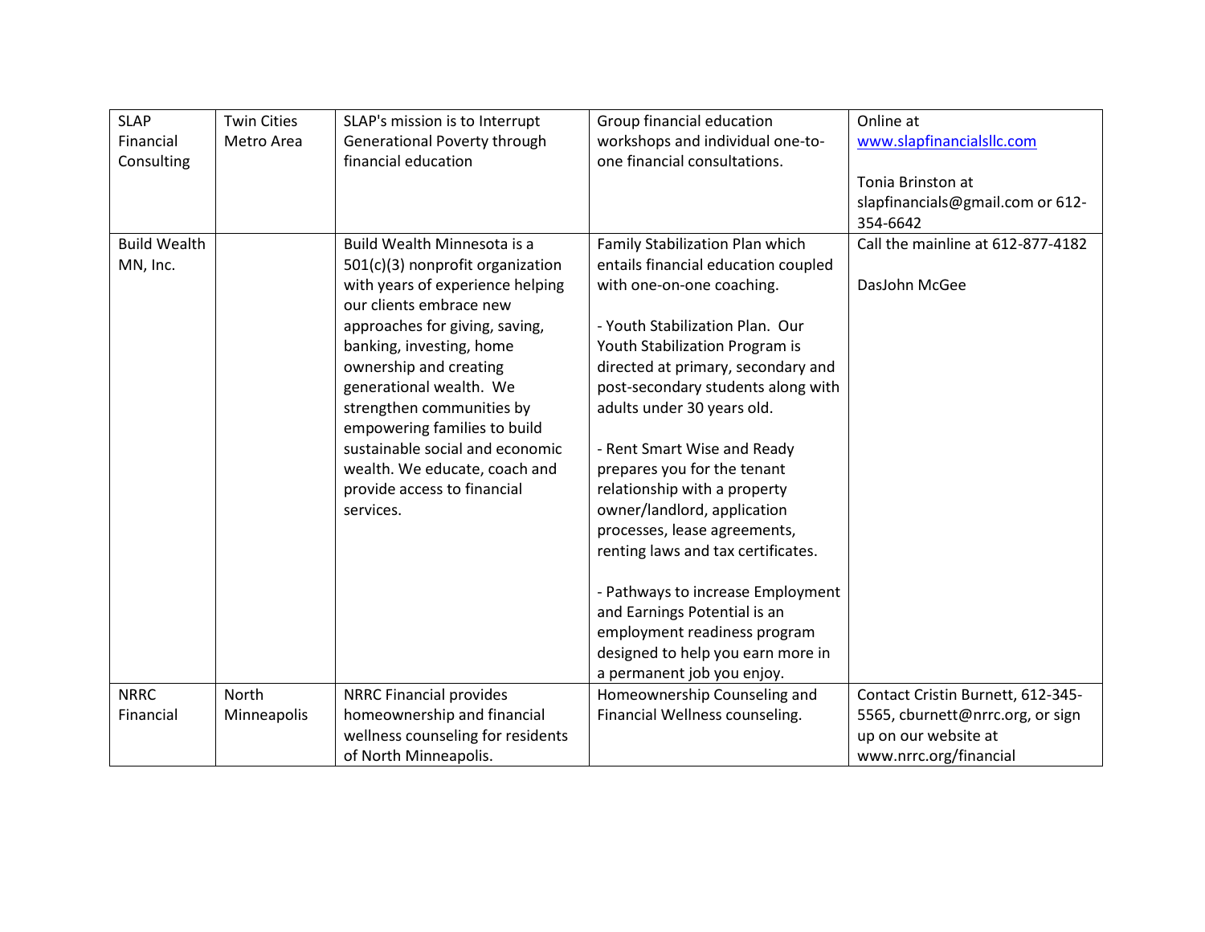| | | | | |
|---|---|---|---|---|
| SLAP Financial Consulting | Twin Cities Metro Area | SLAP's mission is to Interrupt Generational Poverty through financial education | Group financial education workshops and individual one-to-one financial consultations. | Online at www.slapfinancialsllc.com<br><br>Tonia Brinston at slapfinancials@gmail.com or 612-354-6642 |
| Build Wealth MN, Inc. | | Build Wealth Minnesota is a 501(c)(3) nonprofit organization with years of experience helping our clients embrace new approaches for giving, saving, banking, investing, home ownership and creating generational wealth. We strengthen communities by empowering families to build sustainable social and economic wealth. We educate, coach and provide access to financial services. | Family Stabilization Plan which entails financial education coupled with one-on-one coaching.<br><br>- Youth Stabilization Plan. Our Youth Stabilization Program is directed at primary, secondary and post-secondary students along with adults under 30 years old.<br><br>- Rent Smart Wise and Ready prepares you for the tenant relationship with a property owner/landlord, application processes, lease agreements, renting laws and tax certificates.<br><br>- Pathways to increase Employment and Earnings Potential is an employment readiness program designed to help you earn more in a permanent job you enjoy. | Call the mainline at 612-877-4182<br><br>DasJohn McGee |
| NRRC Financial | North Minneapolis | NRRC Financial provides homeownership and financial wellness counseling for residents of North Minneapolis. | Homeownership Counseling and Financial Wellness counseling. | Contact Cristin Burnett, 612-345-5565, cburnett@nrrc.org, or sign up on our website at www.nrrc.org/financial |